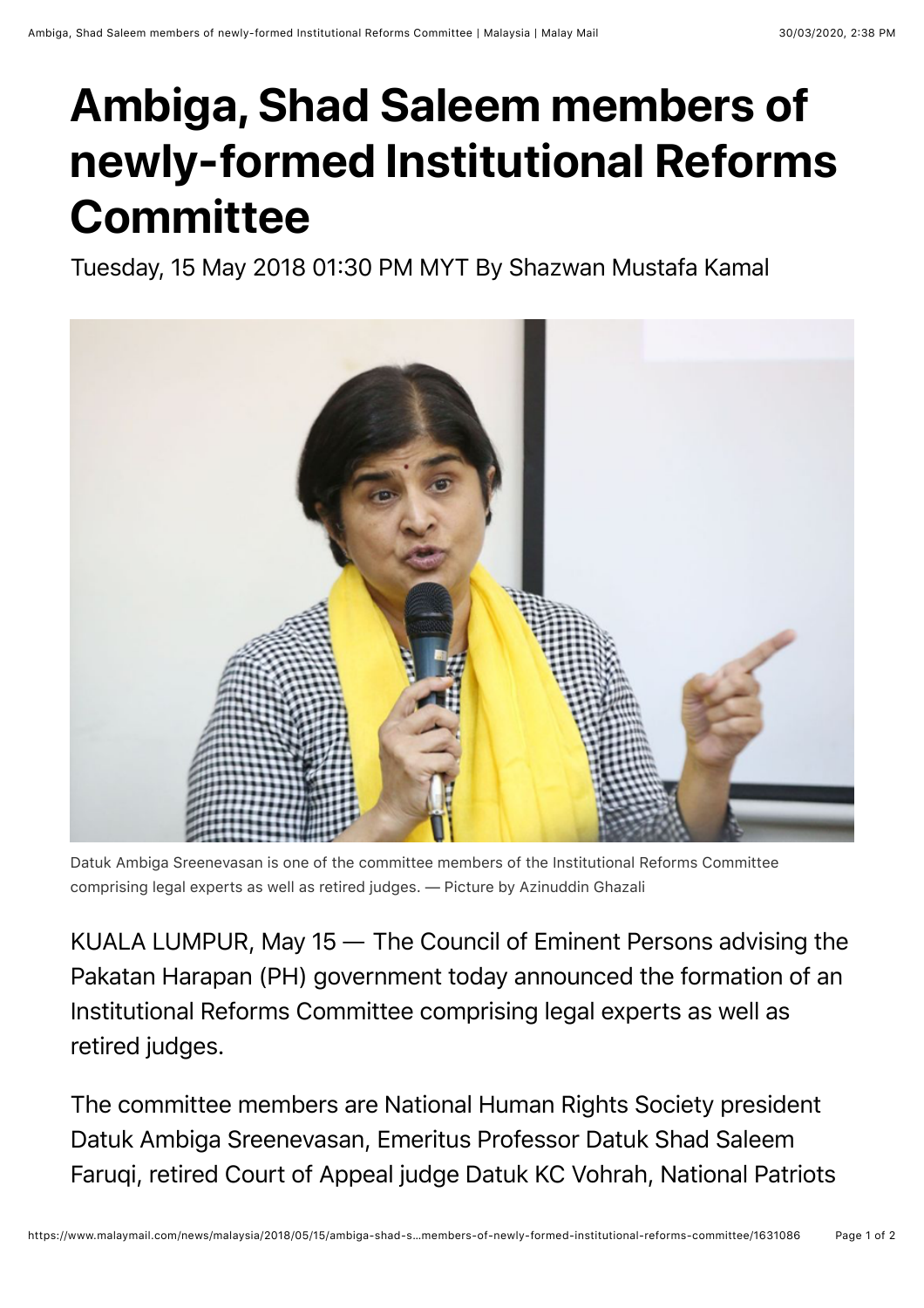# Ambiga, Shad Saleem members of newly-formed Institutional Reforms Committee

Tuesday, 15 May 2018 01:30 PM MYT By Shazwan Mustafa Kamal

Datuk Ambiga Sreenevasan is one of the committee members of the Institutional Reforms Committee comprising legal experts as well as retired judges. — Picture by Azinuddin Ghazali

KUALA LUMPUR, May 15 — The Council of Eminent Persons advising the Pakatan Harapan (PH) government today announced the formation of an Institutional Reforms Committee comprising legal experts as well as retired judges.

The committee members are National Human Rights Society president Datuk Ambiga Sreenevasan, Emeritus Professor Datuk Shad Saleem Faruqi, retired Court of Appeal judge Datuk KC Vohrah, National Patriots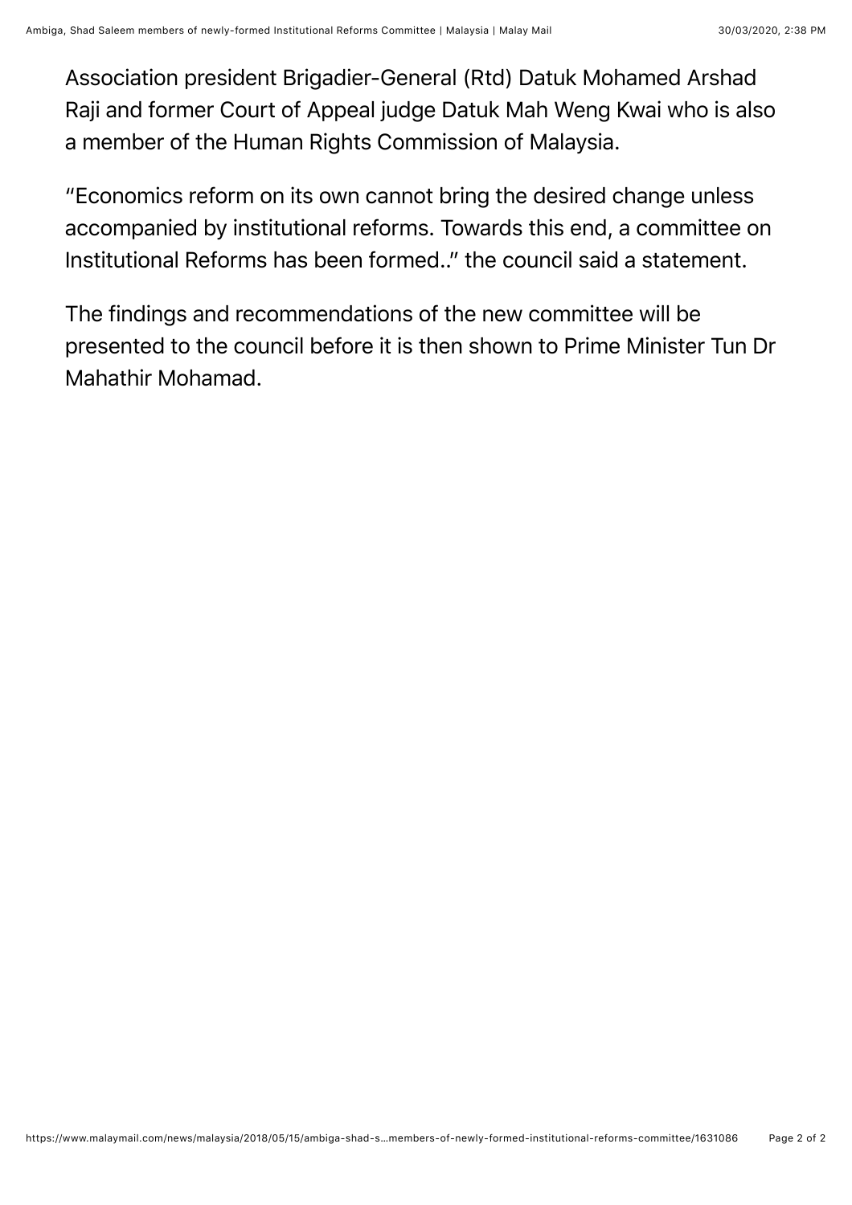Association president Brigadier-General (Rtd) Datuk Mohamed Arshad Raji and former Court of Appeal judge Datuk Mah Weng Kwai who is also a member of the Human Rights Commission of Malaysia.

"Economics reform on its own cannot bring the desired change unless accompanied by institutional reforms. Towards this end, a committee on Institutional Reforms has been formed.." the council said a statement.

The findings and recommendations of the new committee will be presented to the council before it is then shown to Prime Minister Tun Dr Mahathir Mohamad.